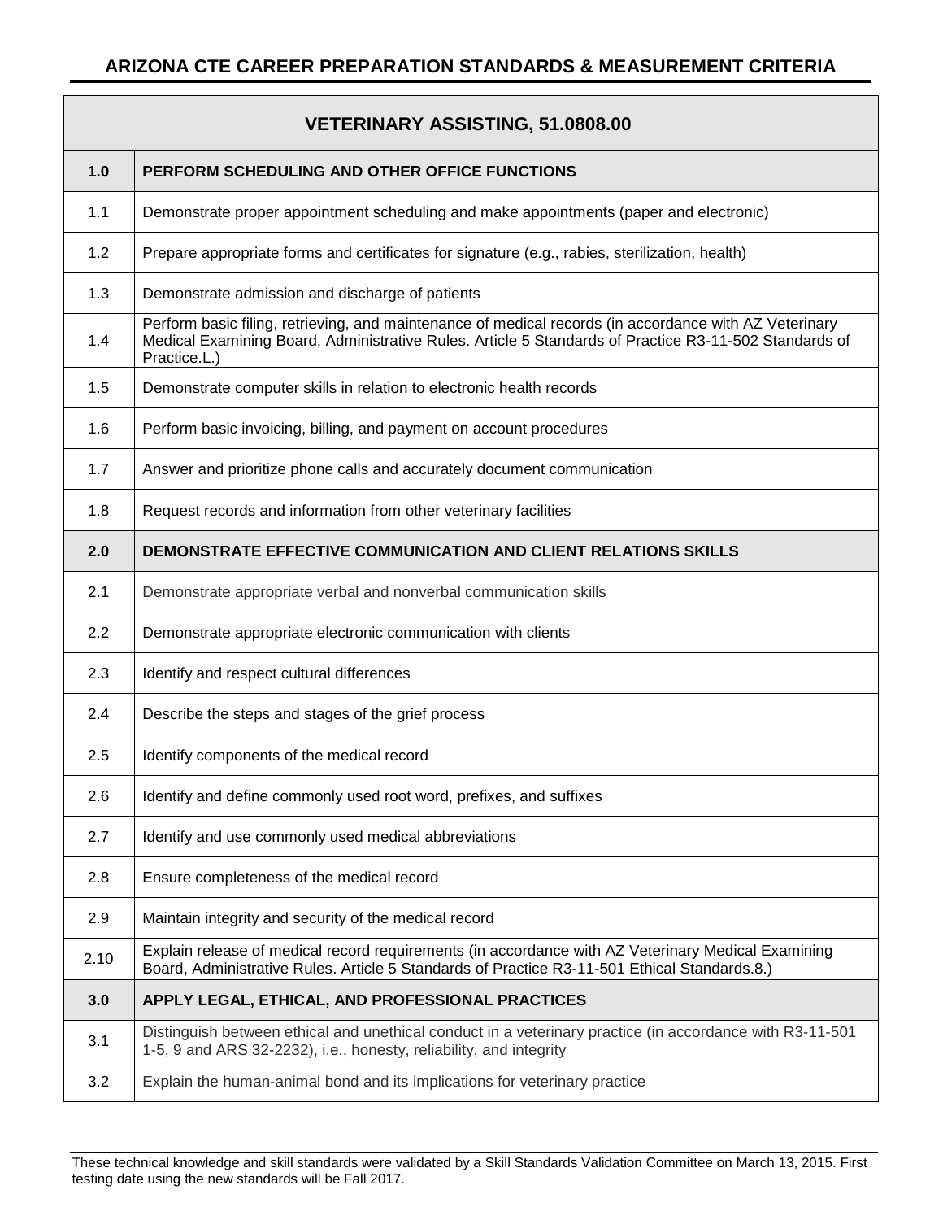# ARIZONA CTE CAREER PREPARATION STANDARDS & MEASUREMENT CRITERIA

| VETERINARY ASSISTING, 51.0808.00 | |
|---|---|
| **1.0** | **PERFORM SCHEDULING AND OTHER OFFICE FUNCTIONS** |
| 1.1 | Demonstrate proper appointment scheduling and make appointments (paper and electronic) |
| 1.2 | Prepare appropriate forms and certificates for signature (e.g., rabies, sterilization, health) |
| 1.3 | Demonstrate admission and discharge of patients |
| 1.4 | Perform basic filing, retrieving, and maintenance of medical records (in accordance with AZ Veterinary Medical Examining Board, Administrative Rules. Article 5 Standards of Practice R3-11-502 Standards of Practice.L.) |
| 1.5 | Demonstrate computer skills in relation to electronic health records |
| 1.6 | Perform basic invoicing, billing, and payment on account procedures |
| 1.7 | Answer and prioritize phone calls and accurately document communication |
| 1.8 | Request records and information from other veterinary facilities |
| **2.0** | **DEMONSTRATE EFFECTIVE COMMUNICATION AND CLIENT RELATIONS SKILLS** |
| 2.1 | Demonstrate appropriate verbal and nonverbal communication skills |
| 2.2 | Demonstrate appropriate electronic communication with clients |
| 2.3 | Identify and respect cultural differences |
| 2.4 | Describe the steps and stages of the grief process |
| 2.5 | Identify components of the medical record |
| 2.6 | Identify and define commonly used root word, prefixes, and suffixes |
| 2.7 | Identify and use commonly used medical abbreviations |
| 2.8 | Ensure completeness of the medical record |
| 2.9 | Maintain integrity and security of the medical record |
| 2.10 | Explain release of medical record requirements (in accordance with AZ Veterinary Medical Examining Board, Administrative Rules. Article 5 Standards of Practice R3-11-501 Ethical Standards.8.) |
| **3.0** | **APPLY LEGAL, ETHICAL, AND PROFESSIONAL PRACTICES** |
| 3.1 | Distinguish between ethical and unethical conduct in a veterinary practice (in accordance with R3-11-501 1-5, 9 and ARS 32-2232), i.e., honesty, reliability, and integrity |
| 3.2 | Explain the human-animal bond and its implications for veterinary practice |

These technical knowledge and skill standards were validated by a Skill Standards Validation Committee on March 13, 2015. First testing date using the new standards will be Fall 2017.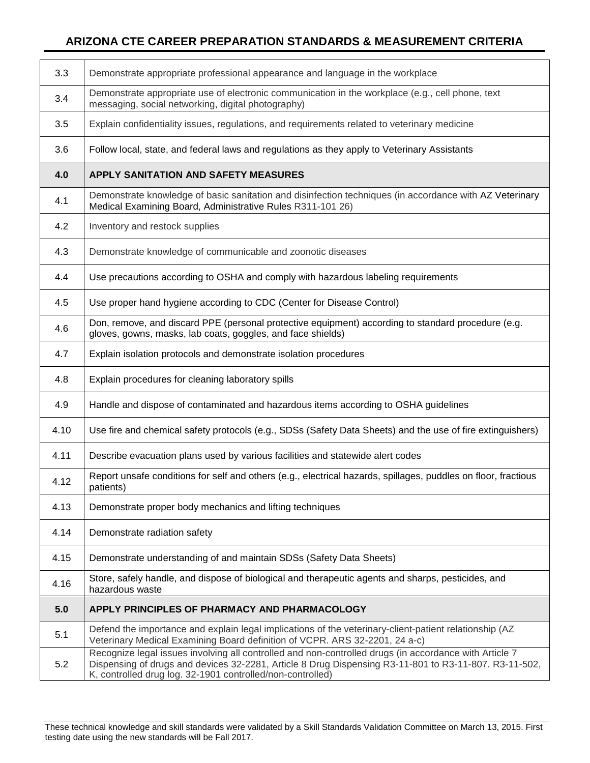| | |
|---|---|
| 3.3 | Demonstrate appropriate professional appearance and language in the workplace |
| 3.4 | Demonstrate appropriate use of electronic communication in the workplace (e.g., cell phone, text messaging, social networking, digital photography) |
| 3.5 | Explain confidentiality issues, regulations, and requirements related to veterinary medicine |
| 3.6 | Follow local, state, and federal laws and regulations as they apply to Veterinary Assistants |
| **4.0** | **APPLY SANITATION AND SAFETY MEASURES** |
| 4.1 | Demonstrate knowledge of basic sanitation and disinfection techniques (in accordance with AZ Veterinary Medical Examining Board, Administrative Rules R311-101 26) |
| 4.2 | Inventory and restock supplies |
| 4.3 | Demonstrate knowledge of communicable and zoonotic diseases |
| 4.4 | Use precautions according to OSHA and comply with hazardous labeling requirements |
| 4.5 | Use proper hand hygiene according to CDC (Center for Disease Control) |
| 4.6 | Don, remove, and discard PPE (personal protective equipment) according to standard procedure (e.g. gloves, gowns, masks, lab coats, goggles, and face shields) |
| 4.7 | Explain isolation protocols and demonstrate isolation procedures |
| 4.8 | Explain procedures for cleaning laboratory spills |
| 4.9 | Handle and dispose of contaminated and hazardous items according to OSHA guidelines |
| 4.10 | Use fire and chemical safety protocols (e.g., SDSs (Safety Data Sheets) and the use of fire extinguishers) |
| 4.11 | Describe evacuation plans used by various facilities and statewide alert codes |
| 4.12 | Report unsafe conditions for self and others (e.g., electrical hazards, spillages, puddles on floor, fractious patients) |
| 4.13 | Demonstrate proper body mechanics and lifting techniques |
| 4.14 | Demonstrate radiation safety |
| 4.15 | Demonstrate understanding of and maintain SDSs (Safety Data Sheets) |
| 4.16 | Store, safely handle, and dispose of biological and therapeutic agents and sharps, pesticides, and hazardous waste |
| **5.0** | **APPLY PRINCIPLES OF PHARMACY AND PHARMACOLOGY** |
| 5.1 | Defend the importance and explain legal implications of the veterinary-client-patient relationship (AZ Veterinary Medical Examining Board definition of VCPR. ARS 32-2201, 24 a-c) |
| 5.2 | Recognize legal issues involving all controlled and non-controlled drugs (in accordance with Article 7 Dispensing of drugs and devices 32-2281, Article 8 Drug Dispensing R3-11-801 to R3-11-807. R3-11-502, K, controlled drug log. 32-1901 controlled/non-controlled) |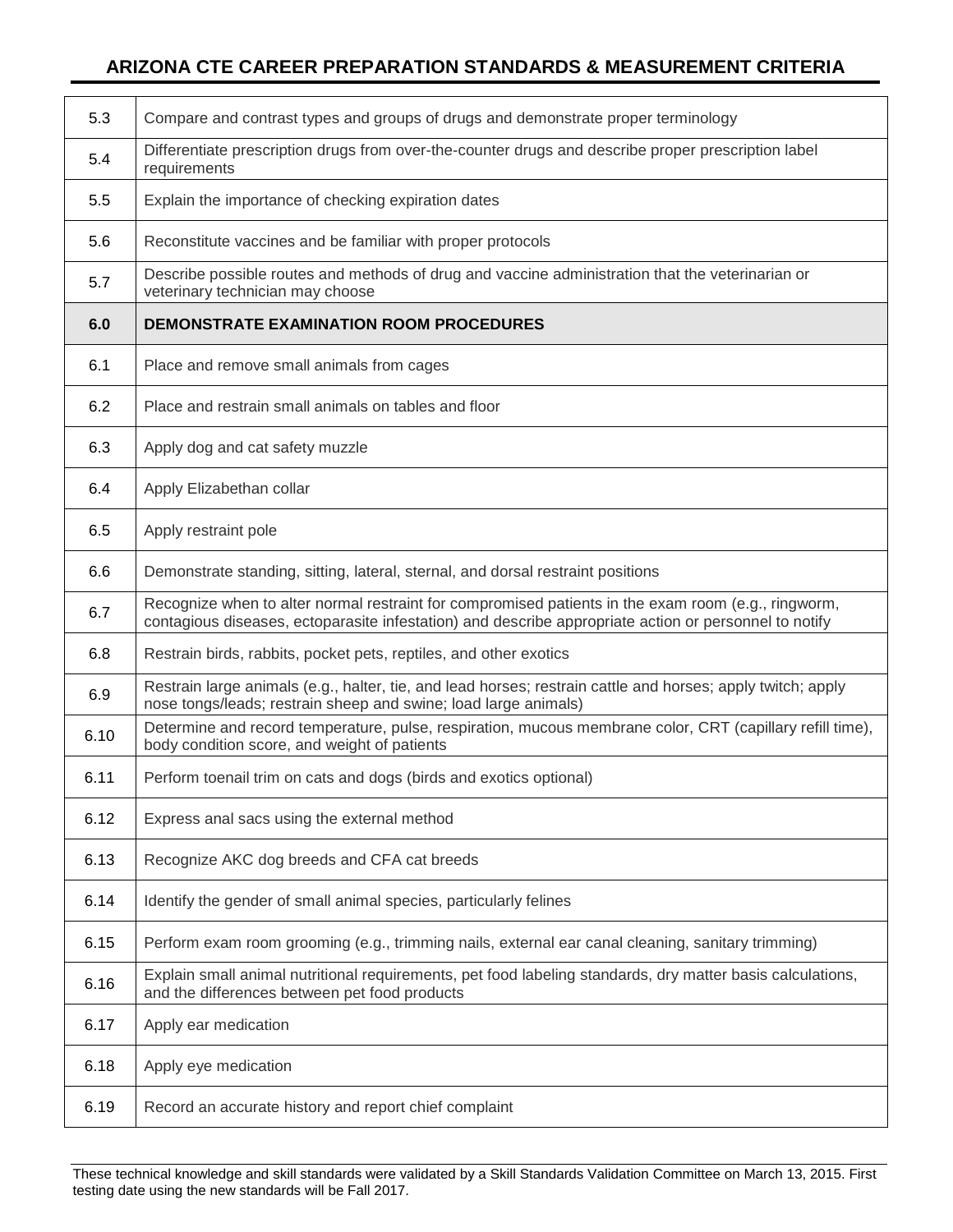| | |
|---|---|
| 5.3 | Compare and contrast types and groups of drugs and demonstrate proper terminology |
| 5.4 | Differentiate prescription drugs from over-the-counter drugs and describe proper prescription label requirements |
| 5.5 | Explain the importance of checking expiration dates |
| 5.6 | Reconstitute vaccines and be familiar with proper protocols |
| 5.7 | Describe possible routes and methods of drug and vaccine administration that the veterinarian or veterinary technician may choose |
| **6.0** | **DEMONSTRATE EXAMINATION ROOM PROCEDURES** |
| 6.1 | Place and remove small animals from cages |
| 6.2 | Place and restrain small animals on tables and floor |
| 6.3 | Apply dog and cat safety muzzle |
| 6.4 | Apply Elizabethan collar |
| 6.5 | Apply restraint pole |
| 6.6 | Demonstrate standing, sitting, lateral, sternal, and dorsal restraint positions |
| 6.7 | Recognize when to alter normal restraint for compromised patients in the exam room (e.g., ringworm, contagious diseases, ectoparasite infestation) and describe appropriate action or personnel to notify |
| 6.8 | Restrain birds, rabbits, pocket pets, reptiles, and other exotics |
| 6.9 | Restrain large animals (e.g., halter, tie, and lead horses; restrain cattle and horses; apply twitch; apply nose tongs/leads; restrain sheep and swine; load large animals) |
| 6.10 | Determine and record temperature, pulse, respiration, mucous membrane color, CRT (capillary refill time), body condition score, and weight of patients |
| 6.11 | Perform toenail trim on cats and dogs (birds and exotics optional) |
| 6.12 | Express anal sacs using the external method |
| 6.13 | Recognize AKC dog breeds and CFA cat breeds |
| 6.14 | Identify the gender of small animal species, particularly felines |
| 6.15 | Perform exam room grooming (e.g., trimming nails, external ear canal cleaning, sanitary trimming) |
| 6.16 | Explain small animal nutritional requirements, pet food labeling standards, dry matter basis calculations, and the differences between pet food products |
| 6.17 | Apply ear medication |
| 6.18 | Apply eye medication |
| 6.19 | Record an accurate history and report chief complaint |

These technical knowledge and skill standards were validated by a Skill Standards Validation Committee on March 13, 2015. First testing date using the new standards will be Fall 2017.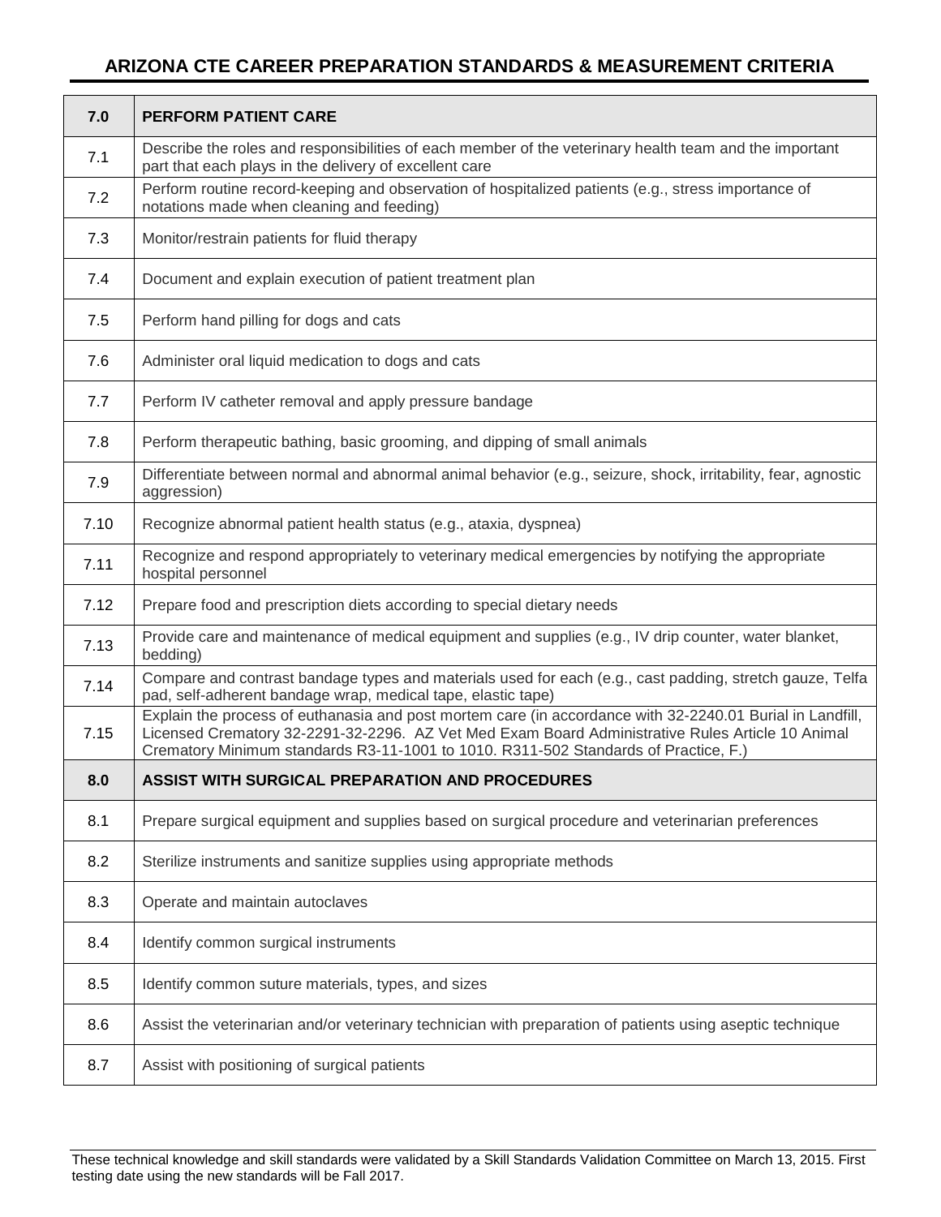| 7.0 | PERFORM PATIENT CARE |
|---|---|
| 7.1 | Describe the roles and responsibilities of each member of the veterinary health team and the important part that each plays in the delivery of excellent care |
| 7.2 | Perform routine record-keeping and observation of hospitalized patients (e.g., stress importance of notations made when cleaning and feeding) |
| 7.3 | Monitor/restrain patients for fluid therapy |
| 7.4 | Document and explain execution of patient treatment plan |
| 7.5 | Perform hand pilling for dogs and cats |
| 7.6 | Administer oral liquid medication to dogs and cats |
| 7.7 | Perform IV catheter removal and apply pressure bandage |
| 7.8 | Perform therapeutic bathing, basic grooming, and dipping of small animals |
| 7.9 | Differentiate between normal and abnormal animal behavior (e.g., seizure, shock, irritability, fear, agnostic aggression) |
| 7.10 | Recognize abnormal patient health status (e.g., ataxia, dyspnea) |
| 7.11 | Recognize and respond appropriately to veterinary medical emergencies by notifying the appropriate hospital personnel |
| 7.12 | Prepare food and prescription diets according to special dietary needs |
| 7.13 | Provide care and maintenance of medical equipment and supplies (e.g., IV drip counter, water blanket, bedding) |
| 7.14 | Compare and contrast bandage types and materials used for each (e.g., cast padding, stretch gauze, Telfa pad, self-adherent bandage wrap, medical tape, elastic tape) |
| 7.15 | Explain the process of euthanasia and post mortem care (in accordance with 32-2240.01 Burial in Landfill, Licensed Crematory 32-2291-32-2296. AZ Vet Med Exam Board Administrative Rules Article 10 Animal Crematory Minimum standards R3-11-1001 to 1010. R311-502 Standards of Practice, F.) |
| **8.0** | **ASSIST WITH SURGICAL PREPARATION AND PROCEDURES** |
| 8.1 | Prepare surgical equipment and supplies based on surgical procedure and veterinarian preferences |
| 8.2 | Sterilize instruments and sanitize supplies using appropriate methods |
| 8.3 | Operate and maintain autoclaves |
| 8.4 | Identify common surgical instruments |
| 8.5 | Identify common suture materials, types, and sizes |
| 8.6 | Assist the veterinarian and/or veterinary technician with preparation of patients using aseptic technique |
| 8.7 | Assist with positioning of surgical patients |

These technical knowledge and skill standards were validated by a Skill Standards Validation Committee on March 13, 2015. First testing date using the new standards will be Fall 2017.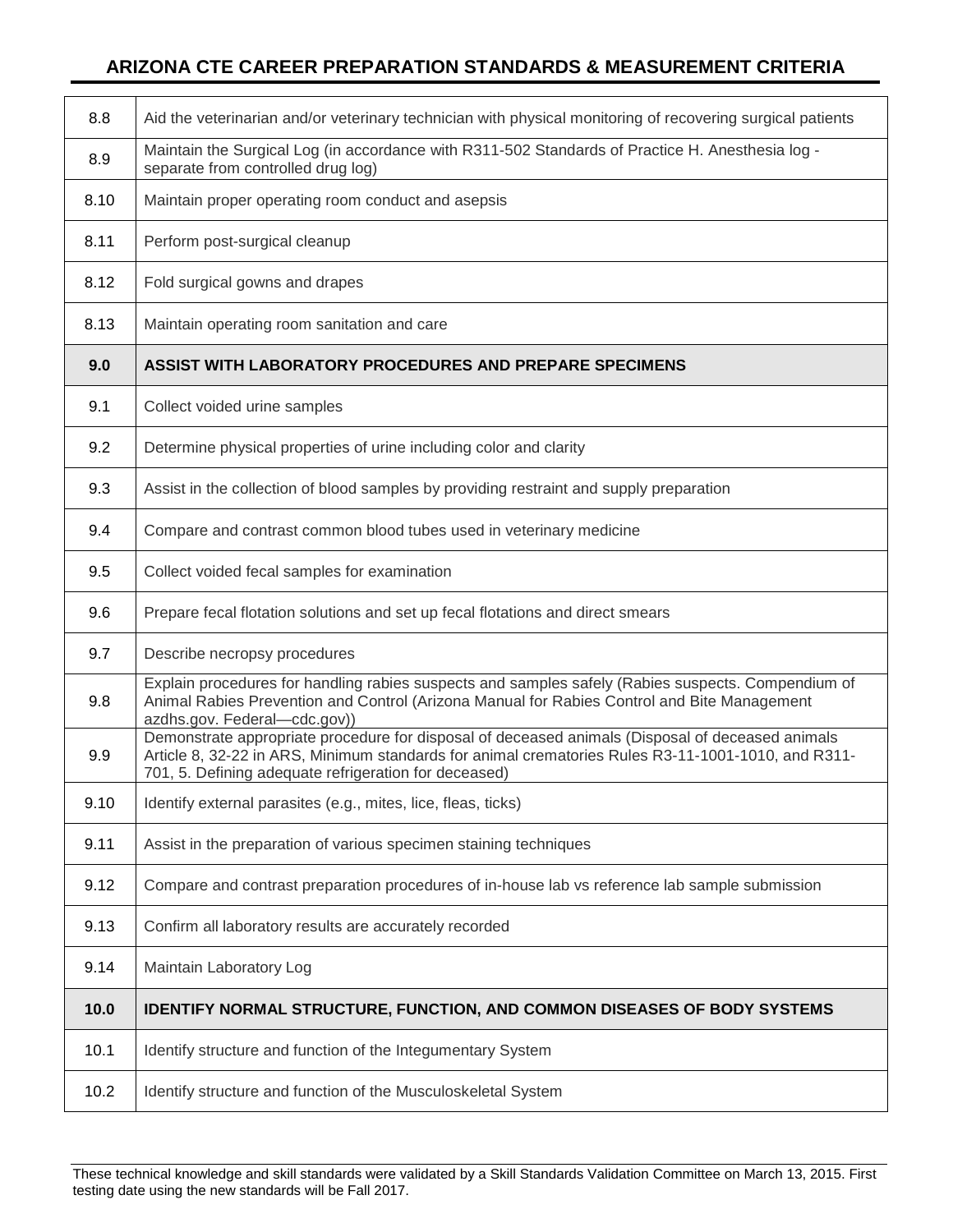| | |
|---|---|
| 8.8 | Aid the veterinarian and/or veterinary technician with physical monitoring of recovering surgical patients |
| 8.9 | Maintain the Surgical Log (in accordance with R311-502 Standards of Practice H. Anesthesia log - separate from controlled drug log) |
| 8.10 | Maintain proper operating room conduct and asepsis |
| 8.11 | Perform post-surgical cleanup |
| 8.12 | Fold surgical gowns and drapes |
| 8.13 | Maintain operating room sanitation and care |
| **9.0** | **ASSIST WITH LABORATORY PROCEDURES AND PREPARE SPECIMENS** |
| 9.1 | Collect voided urine samples |
| 9.2 | Determine physical properties of urine including color and clarity |
| 9.3 | Assist in the collection of blood samples by providing restraint and supply preparation |
| 9.4 | Compare and contrast common blood tubes used in veterinary medicine |
| 9.5 | Collect voided fecal samples for examination |
| 9.6 | Prepare fecal flotation solutions and set up fecal flotations and direct smears |
| 9.7 | Describe necropsy procedures |
| 9.8 | Explain procedures for handling rabies suspects and samples safely (Rabies suspects. Compendium of Animal Rabies Prevention and Control (Arizona Manual for Rabies Control and Bite Management azdhs.gov. Federal—cdc.gov)) |
| 9.9 | Demonstrate appropriate procedure for disposal of deceased animals (Disposal of deceased animals Article 8, 32-22 in ARS, Minimum standards for animal crematories Rules R3-11-1001-1010, and R311-701, 5. Defining adequate refrigeration for deceased) |
| 9.10 | Identify external parasites (e.g., mites, lice, fleas, ticks) |
| 9.11 | Assist in the preparation of various specimen staining techniques |
| 9.12 | Compare and contrast preparation procedures of in-house lab vs reference lab sample submission |
| 9.13 | Confirm all laboratory results are accurately recorded |
| 9.14 | Maintain Laboratory Log |
| **10.0** | **IDENTIFY NORMAL STRUCTURE, FUNCTION, AND COMMON DISEASES OF BODY SYSTEMS** |
| 10.1 | Identify structure and function of the Integumentary System |
| 10.2 | Identify structure and function of the Musculoskeletal System |

These technical knowledge and skill standards were validated by a Skill Standards Validation Committee on March 13, 2015. First testing date using the new standards will be Fall 2017.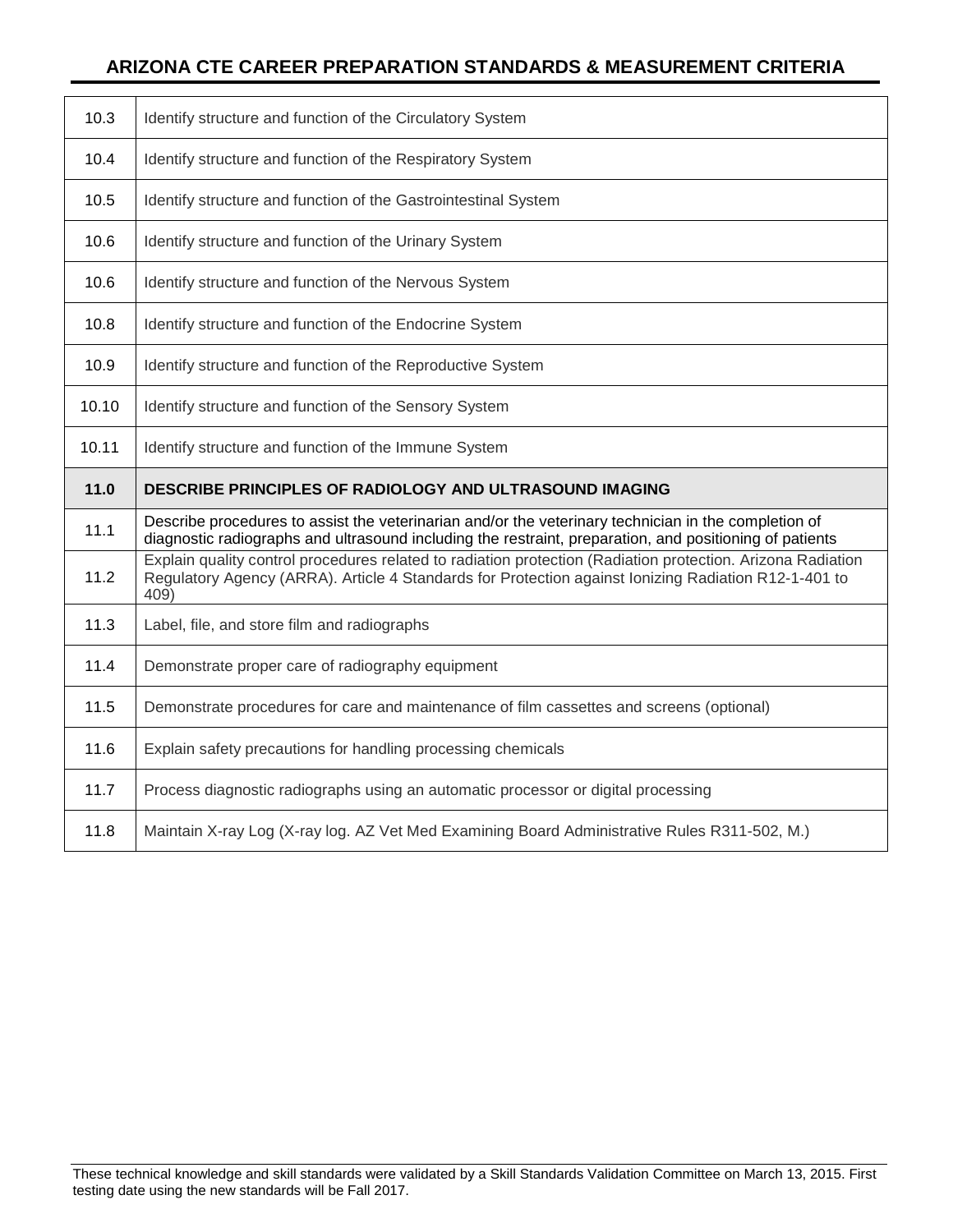| | |
|---|---|
| 10.3 | Identify structure and function of the Circulatory System |
| 10.4 | Identify structure and function of the Respiratory System |
| 10.5 | Identify structure and function of the Gastrointestinal System |
| 10.6 | Identify structure and function of the Urinary System |
| 10.6 | Identify structure and function of the Nervous System |
| 10.8 | Identify structure and function of the Endocrine System |
| 10.9 | Identify structure and function of the Reproductive System |
| 10.10 | Identify structure and function of the Sensory System |
| 10.11 | Identify structure and function of the Immune System |
| **11.0** | **DESCRIBE PRINCIPLES OF RADIOLOGY AND ULTRASOUND IMAGING** |
| 11.1 | Describe procedures to assist the veterinarian and/or the veterinary technician in the completion of diagnostic radiographs and ultrasound including the restraint, preparation, and positioning of patients |
| 11.2 | Explain quality control procedures related to radiation protection (Radiation protection. Arizona Radiation Regulatory Agency (ARRA). Article 4 Standards for Protection against Ionizing Radiation R12-1-401 to 409) |
| 11.3 | Label, file, and store film and radiographs |
| 11.4 | Demonstrate proper care of radiography equipment |
| 11.5 | Demonstrate procedures for care and maintenance of film cassettes and screens (optional) |
| 11.6 | Explain safety precautions for handling processing chemicals |
| 11.7 | Process diagnostic radiographs using an automatic processor or digital processing |
| 11.8 | Maintain X-ray Log (X-ray log. AZ Vet Med Examining Board Administrative Rules R311-502, M.) |

These technical knowledge and skill standards were validated by a Skill Standards Validation Committee on March 13, 2015. First testing date using the new standards will be Fall 2017.